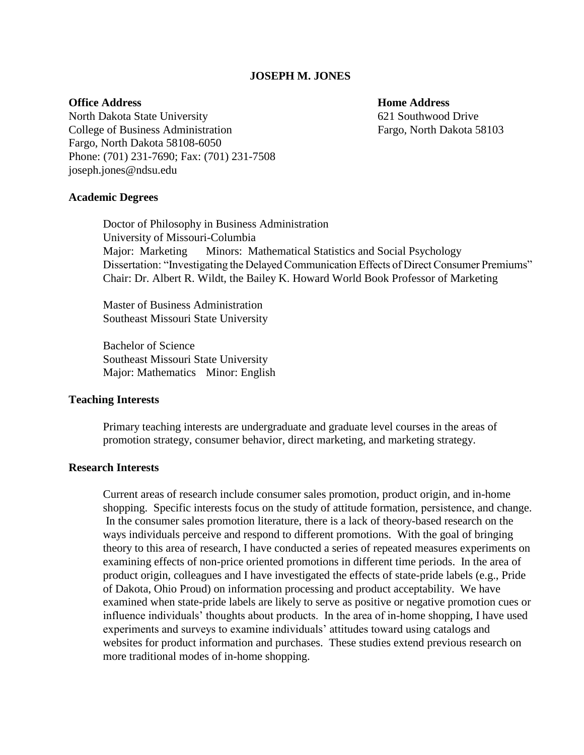# JOSEPH M. JONES

**Office Address**
North Dakota State University
College of Business Administration
Fargo, North Dakota 58108-6050
Phone: (701) 231-7690; Fax: (701) 231-7508
joseph.jones@ndsu.edu

**Home Address**
621 Southwood Drive
Fargo, North Dakota 58103

## Academic Degrees

Doctor of Philosophy in Business Administration
University of Missouri-Columbia
Major: Marketing    Minors: Mathematical Statistics and Social Psychology
Dissertation: "Investigating the Delayed Communication Effects of Direct Consumer Premiums"
Chair: Dr. Albert R. Wildt, the Bailey K. Howard World Book Professor of Marketing

Master of Business Administration
Southeast Missouri State University

Bachelor of Science
Southeast Missouri State University
Major: Mathematics    Minor: English

## Teaching Interests

Primary teaching interests are undergraduate and graduate level courses in the areas of promotion strategy, consumer behavior, direct marketing, and marketing strategy.

## Research Interests

Current areas of research include consumer sales promotion, product origin, and in-home shopping. Specific interests focus on the study of attitude formation, persistence, and change. In the consumer sales promotion literature, there is a lack of theory-based research on the ways individuals perceive and respond to different promotions. With the goal of bringing theory to this area of research, I have conducted a series of repeated measures experiments on examining effects of non-price oriented promotions in different time periods. In the area of product origin, colleagues and I have investigated the effects of state-pride labels (e.g., Pride of Dakota, Ohio Proud) on information processing and product acceptability. We have examined when state-pride labels are likely to serve as positive or negative promotion cues or influence individuals' thoughts about products. In the area of in-home shopping, I have used experiments and surveys to examine individuals' attitudes toward using catalogs and websites for product information and purchases. These studies extend previous research on more traditional modes of in-home shopping.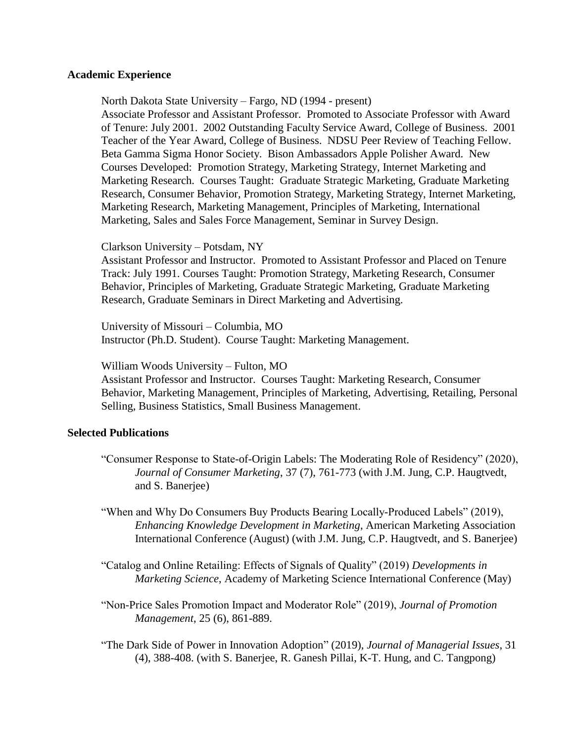## Academic Experience

North Dakota State University – Fargo, ND (1994 - present)
Associate Professor and Assistant Professor. Promoted to Associate Professor with Award of Tenure: July 2001. 2002 Outstanding Faculty Service Award, College of Business. 2001 Teacher of the Year Award, College of Business. NDSU Peer Review of Teaching Fellow. Beta Gamma Sigma Honor Society. Bison Ambassadors Apple Polisher Award. New Courses Developed: Promotion Strategy, Marketing Strategy, Internet Marketing and Marketing Research. Courses Taught: Graduate Strategic Marketing, Graduate Marketing Research, Consumer Behavior, Promotion Strategy, Marketing Strategy, Internet Marketing, Marketing Research, Marketing Management, Principles of Marketing, International Marketing, Sales and Sales Force Management, Seminar in Survey Design.

Clarkson University – Potsdam, NY
Assistant Professor and Instructor. Promoted to Assistant Professor and Placed on Tenure Track: July 1991. Courses Taught: Promotion Strategy, Marketing Research, Consumer Behavior, Principles of Marketing, Graduate Strategic Marketing, Graduate Marketing Research, Graduate Seminars in Direct Marketing and Advertising.

University of Missouri – Columbia, MO
Instructor (Ph.D. Student). Course Taught: Marketing Management.

William Woods University – Fulton, MO
Assistant Professor and Instructor. Courses Taught: Marketing Research, Consumer Behavior, Marketing Management, Principles of Marketing, Advertising, Retailing, Personal Selling, Business Statistics, Small Business Management.

## Selected Publications

"Consumer Response to State-of-Origin Labels: The Moderating Role of Residency" (2020), *Journal of Consumer Marketing*, 37 (7), 761-773 (with J.M. Jung, C.P. Haugtvedt, and S. Banerjee)

"When and Why Do Consumers Buy Products Bearing Locally-Produced Labels" (2019), *Enhancing Knowledge Development in Marketing*, American Marketing Association International Conference (August) (with J.M. Jung, C.P. Haugtvedt, and S. Banerjee)

"Catalog and Online Retailing: Effects of Signals of Quality" (2019) *Developments in Marketing Science*, Academy of Marketing Science International Conference (May)

"Non-Price Sales Promotion Impact and Moderator Role" (2019), *Journal of Promotion Management*, 25 (6), 861-889.

"The Dark Side of Power in Innovation Adoption" (2019), *Journal of Managerial Issues*, 31 (4), 388-408. (with S. Banerjee, R. Ganesh Pillai, K-T. Hung, and C. Tangpong)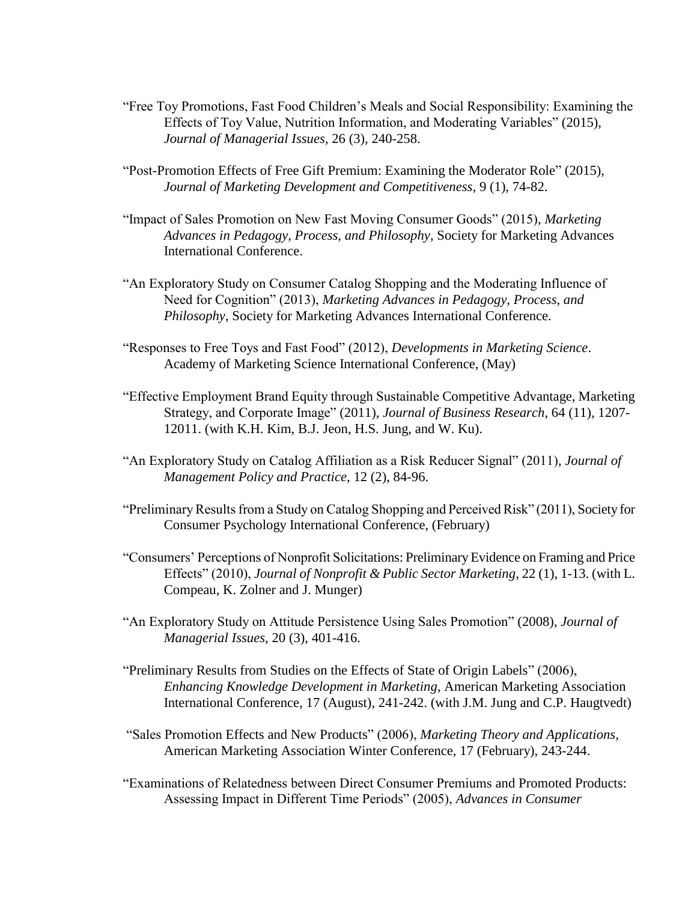"Free Toy Promotions, Fast Food Children's Meals and Social Responsibility: Examining the Effects of Toy Value, Nutrition Information, and Moderating Variables" (2015), *Journal of Managerial Issues*, 26 (3), 240-258.

"Post-Promotion Effects of Free Gift Premium: Examining the Moderator Role" (2015), *Journal of Marketing Development and Competitiveness*, 9 (1), 74-82.

"Impact of Sales Promotion on New Fast Moving Consumer Goods" (2015), *Marketing Advances in Pedagogy, Process, and Philosophy*, Society for Marketing Advances International Conference.

"An Exploratory Study on Consumer Catalog Shopping and the Moderating Influence of Need for Cognition" (2013), *Marketing Advances in Pedagogy, Process, and Philosophy*, Society for Marketing Advances International Conference.

"Responses to Free Toys and Fast Food" (2012), *Developments in Marketing Science*. Academy of Marketing Science International Conference, (May)

"Effective Employment Brand Equity through Sustainable Competitive Advantage, Marketing Strategy, and Corporate Image" (2011), *Journal of Business Research*, 64 (11), 1207-12011. (with K.H. Kim, B.J. Jeon, H.S. Jung, and W. Ku).

"An Exploratory Study on Catalog Affiliation as a Risk Reducer Signal" (2011), *Journal of Management Policy and Practice*, 12 (2), 84-96.

"Preliminary Results from a Study on Catalog Shopping and Perceived Risk" (2011), Society for Consumer Psychology International Conference, (February)

"Consumers' Perceptions of Nonprofit Solicitations: Preliminary Evidence on Framing and Price Effects" (2010), *Journal of Nonprofit & Public Sector Marketing*, 22 (1), 1-13. (with L. Compeau, K. Zolner and J. Munger)

"An Exploratory Study on Attitude Persistence Using Sales Promotion" (2008), *Journal of Managerial Issues*, 20 (3), 401-416.

"Preliminary Results from Studies on the Effects of State of Origin Labels" (2006), *Enhancing Knowledge Development in Marketing*, American Marketing Association International Conference, 17 (August), 241-242. (with J.M. Jung and C.P. Haugtvedt)

"Sales Promotion Effects and New Products" (2006), *Marketing Theory and Applications*, American Marketing Association Winter Conference, 17 (February), 243-244.

"Examinations of Relatedness between Direct Consumer Premiums and Promoted Products: Assessing Impact in Different Time Periods" (2005), *Advances in Consumer*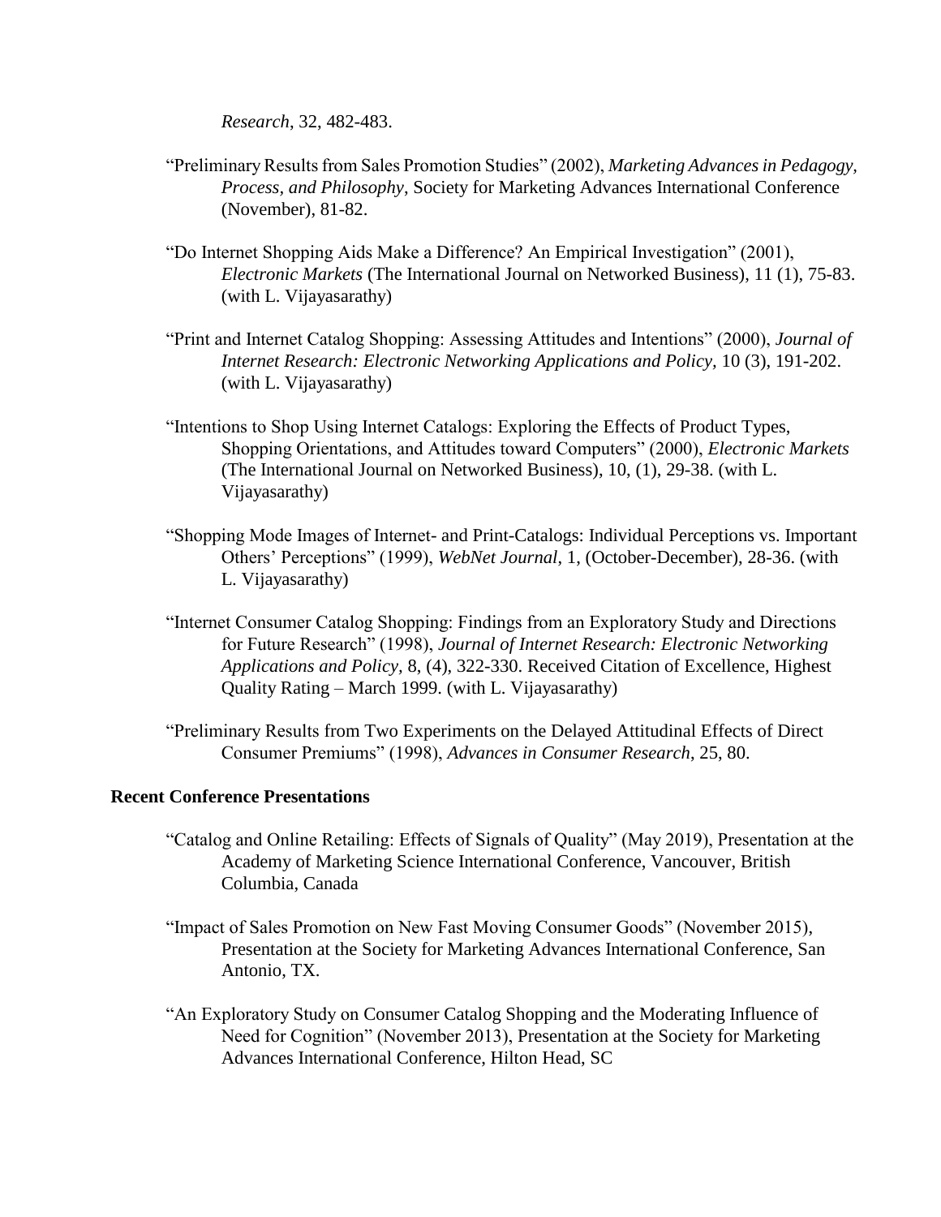*Research*, 32, 482-483.

"Preliminary Results from Sales Promotion Studies" (2002), *Marketing Advances in Pedagogy, Process, and Philosophy*, Society for Marketing Advances International Conference (November), 81-82.

"Do Internet Shopping Aids Make a Difference? An Empirical Investigation" (2001), *Electronic Markets* (The International Journal on Networked Business), 11 (1), 75-83. (with L. Vijayasarathy)

"Print and Internet Catalog Shopping: Assessing Attitudes and Intentions" (2000), *Journal of Internet Research: Electronic Networking Applications and Policy,* 10 (3), 191-202. (with L. Vijayasarathy)

"Intentions to Shop Using Internet Catalogs: Exploring the Effects of Product Types, Shopping Orientations, and Attitudes toward Computers" (2000), *Electronic Markets* (The International Journal on Networked Business), 10, (1), 29-38. (with L. Vijayasarathy)

"Shopping Mode Images of Internet- and Print-Catalogs: Individual Perceptions vs. Important Others' Perceptions" (1999), *WebNet Journal*, 1, (October-December), 28-36. (with L. Vijayasarathy)

"Internet Consumer Catalog Shopping: Findings from an Exploratory Study and Directions for Future Research" (1998), *Journal of Internet Research: Electronic Networking Applications and Policy,* 8, (4), 322-330. Received Citation of Excellence, Highest Quality Rating – March 1999. (with L. Vijayasarathy)

"Preliminary Results from Two Experiments on the Delayed Attitudinal Effects of Direct Consumer Premiums" (1998), *Advances in Consumer Research*, 25, 80.

**Recent Conference Presentations**

"Catalog and Online Retailing: Effects of Signals of Quality" (May 2019), Presentation at the Academy of Marketing Science International Conference, Vancouver, British Columbia, Canada

"Impact of Sales Promotion on New Fast Moving Consumer Goods" (November 2015), Presentation at the Society for Marketing Advances International Conference, San Antonio, TX.

"An Exploratory Study on Consumer Catalog Shopping and the Moderating Influence of Need for Cognition" (November 2013), Presentation at the Society for Marketing Advances International Conference, Hilton Head, SC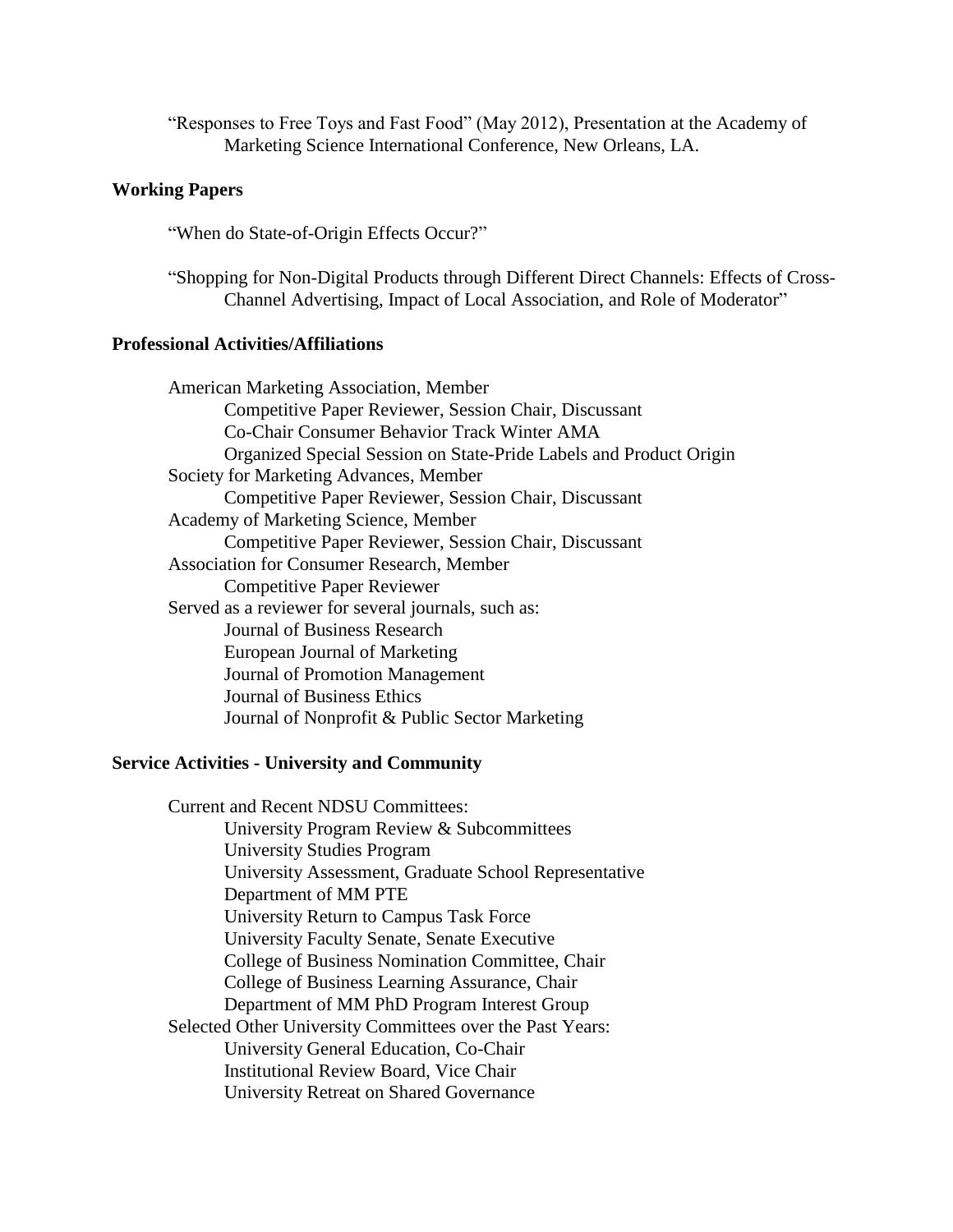"Responses to Free Toys and Fast Food" (May 2012), Presentation at the Academy of Marketing Science International Conference, New Orleans, LA.

**Working Papers**

"When do State-of-Origin Effects Occur?"

"Shopping for Non-Digital Products through Different Direct Channels: Effects of Cross-Channel Advertising, Impact of Local Association, and Role of Moderator"

**Professional Activities/Affiliations**

American Marketing Association, Member
- Competitive Paper Reviewer, Session Chair, Discussant
- Co-Chair Consumer Behavior Track Winter AMA
- Organized Special Session on State-Pride Labels and Product Origin

Society for Marketing Advances, Member
- Competitive Paper Reviewer, Session Chair, Discussant

Academy of Marketing Science, Member
- Competitive Paper Reviewer, Session Chair, Discussant

Association for Consumer Research, Member
- Competitive Paper Reviewer

Served as a reviewer for several journals, such as:
- Journal of Business Research
- European Journal of Marketing
- Journal of Promotion Management
- Journal of Business Ethics
- Journal of Nonprofit & Public Sector Marketing

**Service Activities - University and Community**

Current and Recent NDSU Committees:
- University Program Review & Subcommittees
- University Studies Program
- University Assessment, Graduate School Representative
- Department of MM PTE
- University Return to Campus Task Force
- University Faculty Senate, Senate Executive
- College of Business Nomination Committee, Chair
- College of Business Learning Assurance, Chair
- Department of MM PhD Program Interest Group

Selected Other University Committees over the Past Years:
- University General Education, Co-Chair
- Institutional Review Board, Vice Chair
- University Retreat on Shared Governance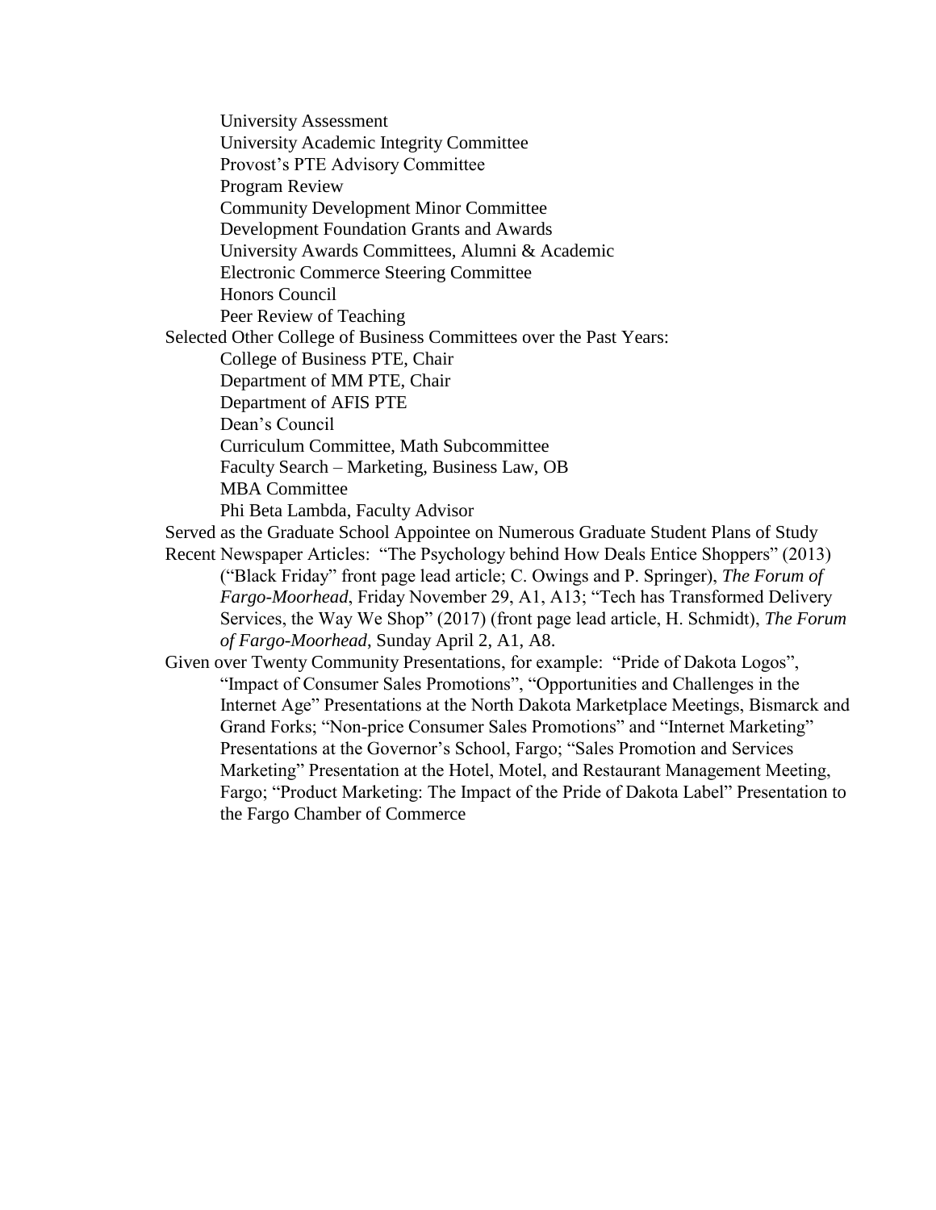- University Assessment
- University Academic Integrity Committee
- Provost's PTE Advisory Committee
- Program Review
- Community Development Minor Committee
- Development Foundation Grants and Awards
- University Awards Committees, Alumni & Academic
- Electronic Commerce Steering Committee
- Honors Council
- Peer Review of Teaching

Selected Other College of Business Committees over the Past Years:

- College of Business PTE, Chair
- Department of MM PTE, Chair
- Department of AFIS PTE
- Dean's Council
- Curriculum Committee, Math Subcommittee
- Faculty Search – Marketing, Business Law, OB
- MBA Committee
- Phi Beta Lambda, Faculty Advisor

Served as the Graduate School Appointee on Numerous Graduate Student Plans of Study

Recent Newspaper Articles: "The Psychology behind How Deals Entice Shoppers" (2013) ("Black Friday" front page lead article; C. Owings and P. Springer), *The Forum of Fargo-Moorhead*, Friday November 29, A1, A13; "Tech has Transformed Delivery Services, the Way We Shop" (2017) (front page lead article, H. Schmidt), *The Forum of Fargo-Moorhead*, Sunday April 2, A1, A8.

Given over Twenty Community Presentations, for example: "Pride of Dakota Logos", "Impact of Consumer Sales Promotions", "Opportunities and Challenges in the Internet Age" Presentations at the North Dakota Marketplace Meetings, Bismarck and Grand Forks; "Non-price Consumer Sales Promotions" and "Internet Marketing" Presentations at the Governor's School, Fargo; "Sales Promotion and Services Marketing" Presentation at the Hotel, Motel, and Restaurant Management Meeting, Fargo; "Product Marketing: The Impact of the Pride of Dakota Label" Presentation to the Fargo Chamber of Commerce